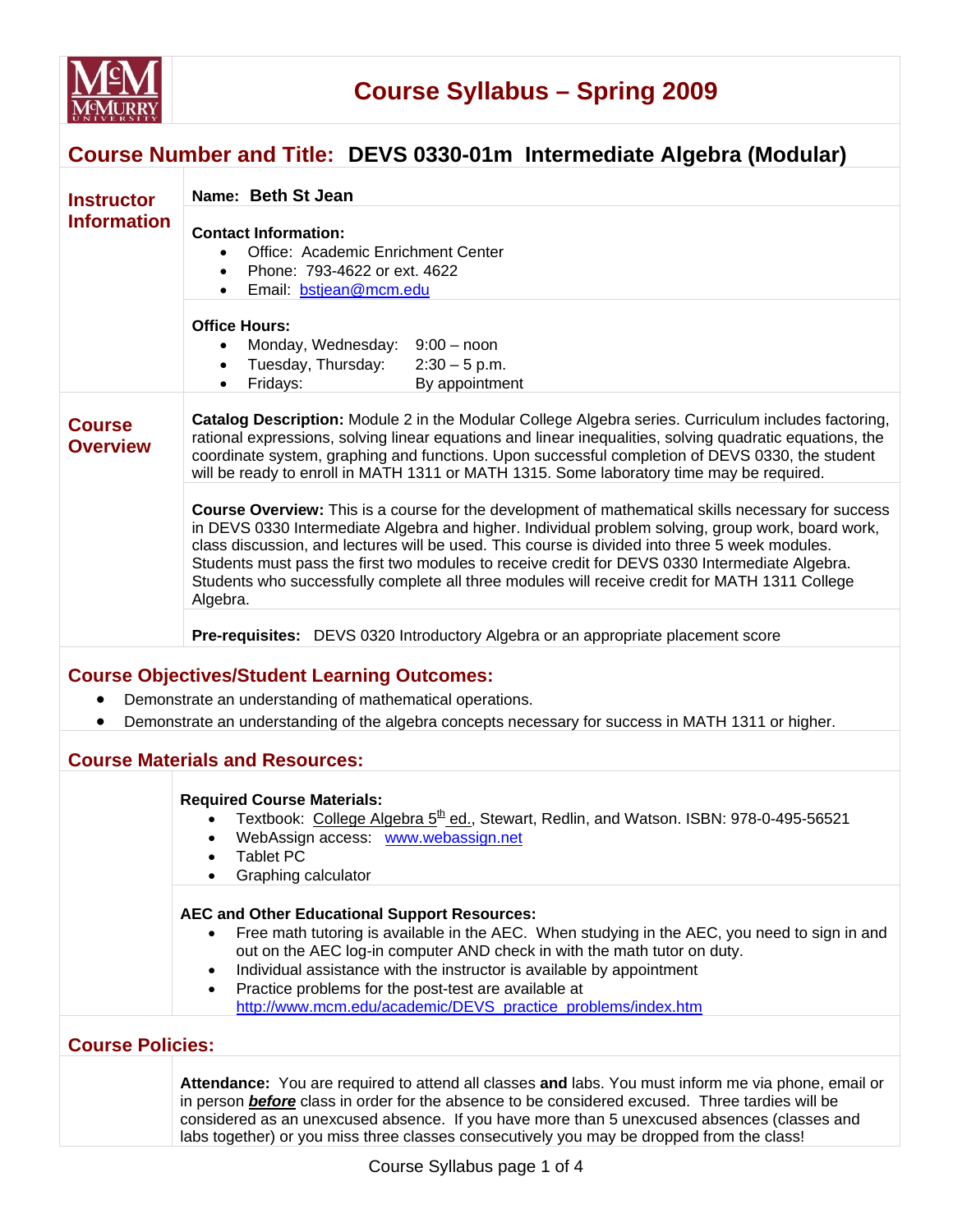# Course Syllabus – Spring 2009

## Course Number and Title: DEVS 0330-01m Intermediate Algebra (Modular)

### Instructor Information

**Name: Beth St Jean**

**Contact Information:**

- Office: Academic Enrichment Center
- Phone: 793-4622 or ext. 4622
- Email: bstjean@mcm.edu

**Office Hours:**

- Monday, Wednesday: 9:00 – noon
- Tuesday, Thursday: 2:30 – 5 p.m.
- Fridays: By appointment

### Course Overview

**Catalog Description:** Module 2 in the Modular College Algebra series. Curriculum includes factoring, rational expressions, solving linear equations and linear inequalities, solving quadratic equations, the coordinate system, graphing and functions. Upon successful completion of DEVS 0330, the student will be ready to enroll in MATH 1311 or MATH 1315. Some laboratory time may be required.

**Course Overview:** This is a course for the development of mathematical skills necessary for success in DEVS 0330 Intermediate Algebra and higher. Individual problem solving, group work, board work, class discussion, and lectures will be used. This course is divided into three 5 week modules. Students must pass the first two modules to receive credit for DEVS 0330 Intermediate Algebra. Students who successfully complete all three modules will receive credit for MATH 1311 College Algebra.

**Pre-requisites:** DEVS 0320 Introductory Algebra or an appropriate placement score

## Course Objectives/Student Learning Outcomes:

- Demonstrate an understanding of mathematical operations.
- Demonstrate an understanding of the algebra concepts necessary for success in MATH 1311 or higher.

## Course Materials and Resources:

**Required Course Materials:**

- Textbook: College Algebra 5th ed., Stewart, Redlin, and Watson. ISBN: 978-0-495-56521
- WebAssign access: www.webassign.net
- Tablet PC
- Graphing calculator

**AEC and Other Educational Support Resources:**

- Free math tutoring is available in the AEC. When studying in the AEC, you need to sign in and out on the AEC log-in computer AND check in with the math tutor on duty.
- Individual assistance with the instructor is available by appointment
- Practice problems for the post-test are available at http://www.mcm.edu/academic/DEVS_practice_problems/index.htm

## Course Policies:

**Attendance:** You are required to attend all classes **and** labs. You must inform me via phone, email or in person ***before*** class in order for the absence to be considered excused. Three tardies will be considered as an unexcused absence. If you have more than 5 unexcused absences (classes and labs together) or you miss three classes consecutively you may be dropped from the class!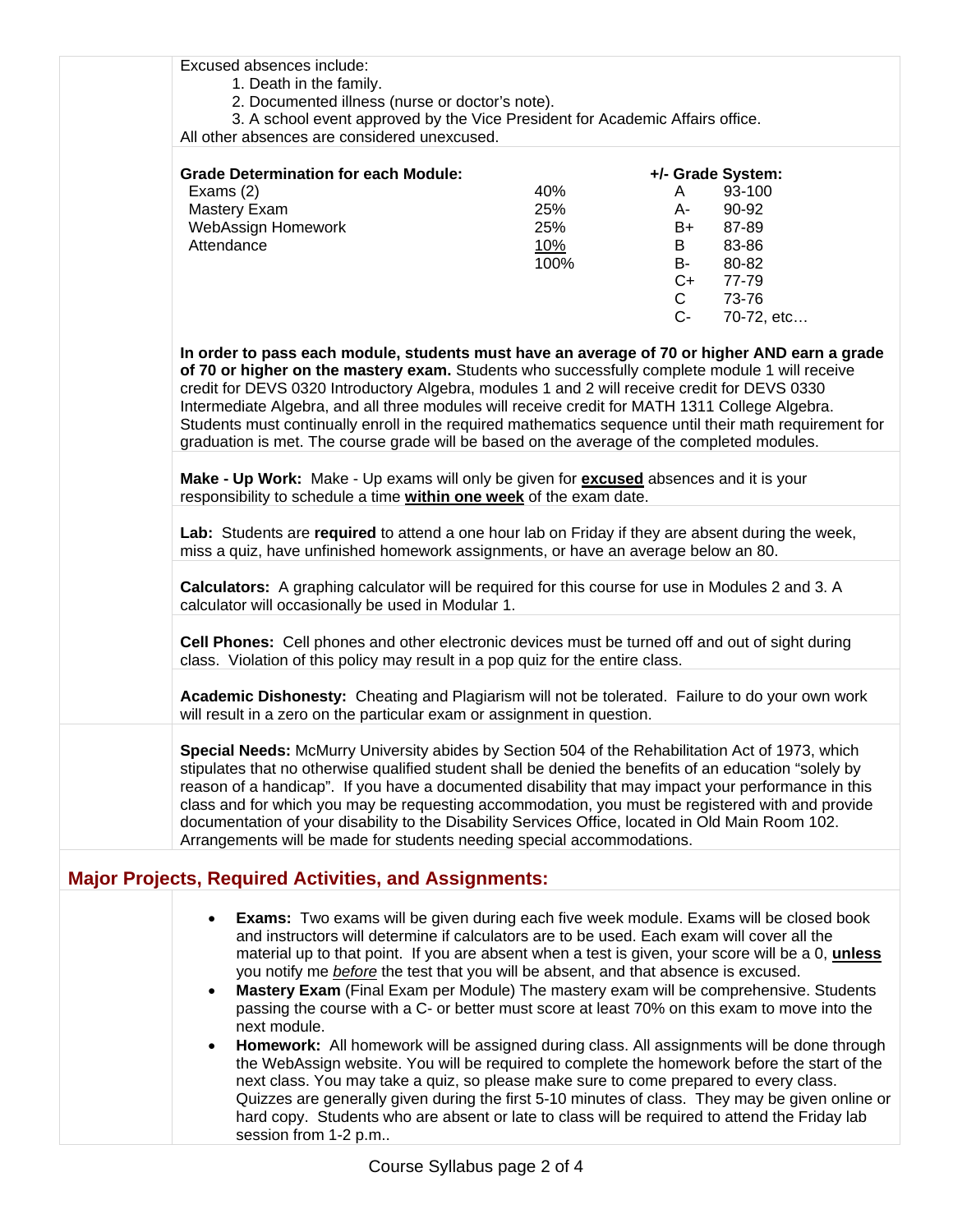Excused absences include:

1. Death in the family.
2. Documented illness (nurse or doctor's note).
3. A school event approved by the Vice President for Academic Affairs office.

All other absences are considered unexcused.

| **Grade Determination for each Module:** | | **+/- Grade System:** | |
|---|---|---|---|
| Exams (2) | 40% | A | 93-100 |
| Mastery Exam | 25% | A- | 90-92 |
| WebAssign Homework | 25% | B+ | 87-89 |
| Attendance | 10% | B | 83-86 |
| | 100% | B- | 80-82 |
| | | C+ | 77-79 |
| | | C | 73-76 |
| | | C- | 70-72, etc… |

**In order to pass each module, students must have an average of 70 or higher AND earn a grade of 70 or higher on the mastery exam.** Students who successfully complete module 1 will receive credit for DEVS 0320 Introductory Algebra, modules 1 and 2 will receive credit for DEVS 0330 Intermediate Algebra, and all three modules will receive credit for MATH 1311 College Algebra. Students must continually enroll in the required mathematics sequence until their math requirement for graduation is met. The course grade will be based on the average of the completed modules.

**Make - Up Work:** Make - Up exams will only be given for **excused** absences and it is your responsibility to schedule a time **within one week** of the exam date.

**Lab:** Students are **required** to attend a one hour lab on Friday if they are absent during the week, miss a quiz, have unfinished homework assignments, or have an average below an 80.

**Calculators:** A graphing calculator will be required for this course for use in Modules 2 and 3. A calculator will occasionally be used in Modular 1.

**Cell Phones:** Cell phones and other electronic devices must be turned off and out of sight during class. Violation of this policy may result in a pop quiz for the entire class.

**Academic Dishonesty:** Cheating and Plagiarism will not be tolerated. Failure to do your own work will result in a zero on the particular exam or assignment in question.

**Special Needs:** McMurry University abides by Section 504 of the Rehabilitation Act of 1973, which stipulates that no otherwise qualified student shall be denied the benefits of an education "solely by reason of a handicap". If you have a documented disability that may impact your performance in this class and for which you may be requesting accommodation, you must be registered with and provide documentation of your disability to the Disability Services Office, located in Old Main Room 102. Arrangements will be made for students needing special accommodations.

## Major Projects, Required Activities, and Assignments:

- **Exams:** Two exams will be given during each five week module. Exams will be closed book and instructors will determine if calculators are to be used. Each exam will cover all the material up to that point. If you are absent when a test is given, your score will be a 0, **unless** you notify me ***before*** the test that you will be absent, and that absence is excused.
- **Mastery Exam** (Final Exam per Module) The mastery exam will be comprehensive. Students passing the course with a C- or better must score at least 70% on this exam to move into the next module.
- **Homework:** All homework will be assigned during class. All assignments will be done through the WebAssign website. You will be required to complete the homework before the start of the next class. You may take a quiz, so please make sure to come prepared to every class. Quizzes are generally given during the first 5-10 minutes of class. They may be given online or hard copy. Students who are absent or late to class will be required to attend the Friday lab session from 1-2 p.m..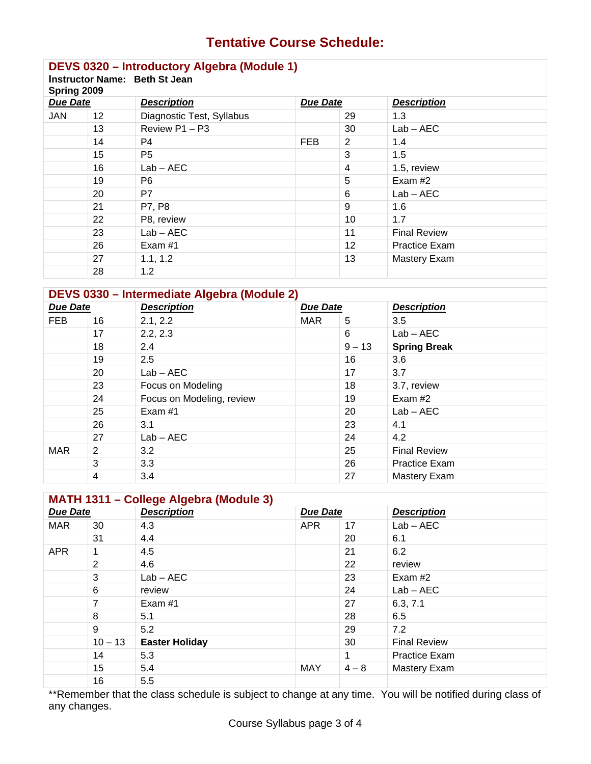# Tentative Course Schedule:

## DEVS 0320 – Introductory Algebra (Module 1)

**Instructor Name: Beth St Jean**
**Spring 2009**

| Due Date | | Description | Due Date | | Description |
|---|---|---|---|---|---|
| JAN | 12 | Diagnostic Test, Syllabus | | 29 | 1.3 |
| | 13 | Review P1 – P3 | | 30 | Lab – AEC |
| | 14 | P4 | FEB | 2 | 1.4 |
| | 15 | P5 | | 3 | 1.5 |
| | 16 | Lab – AEC | | 4 | 1.5, review |
| | 19 | P6 | | 5 | Exam #2 |
| | 20 | P7 | | 6 | Lab – AEC |
| | 21 | P7, P8 | | 9 | 1.6 |
| | 22 | P8, review | | 10 | 1.7 |
| | 23 | Lab – AEC | | 11 | Final Review |
| | 26 | Exam #1 | | 12 | Practice Exam |
| | 27 | 1.1, 1.2 | | 13 | Mastery Exam |
| | 28 | 1.2 | | | |

## DEVS 0330 – Intermediate Algebra (Module 2)

| Due Date | | Description | Due Date | | Description |
|---|---|---|---|---|---|
| FEB | 16 | 2.1, 2.2 | MAR | 5 | 3.5 |
| | 17 | 2.2, 2.3 | | 6 | Lab – AEC |
| | 18 | 2.4 | | 9 – 13 | **Spring Break** |
| | 19 | 2.5 | | 16 | 3.6 |
| | 20 | Lab – AEC | | 17 | 3.7 |
| | 23 | Focus on Modeling | | 18 | 3.7, review |
| | 24 | Focus on Modeling, review | | 19 | Exam #2 |
| | 25 | Exam #1 | | 20 | Lab – AEC |
| | 26 | 3.1 | | 23 | 4.1 |
| | 27 | Lab – AEC | | 24 | 4.2 |
| MAR | 2 | 3.2 | | 25 | Final Review |
| | 3 | 3.3 | | 26 | Practice Exam |
| | 4 | 3.4 | | 27 | Mastery Exam |

## MATH 1311 – College Algebra (Module 3)

| Due Date | | Description | Due Date | | Description |
|---|---|---|---|---|---|
| MAR | 30 | 4.3 | APR | 17 | Lab – AEC |
| | 31 | 4.4 | | 20 | 6.1 |
| APR | 1 | 4.5 | | 21 | 6.2 |
| | 2 | 4.6 | | 22 | review |
| | 3 | Lab – AEC | | 23 | Exam #2 |
| | 6 | review | | 24 | Lab – AEC |
| | 7 | Exam #1 | | 27 | 6.3, 7.1 |
| | 8 | 5.1 | | 28 | 6.5 |
| | 9 | 5.2 | | 29 | 7.2 |
| | 10 – 13 | **Easter Holiday** | | 30 | Final Review |
| | 14 | 5.3 | | 1 | Practice Exam |
| | 15 | 5.4 | MAY | 4 – 8 | Mastery Exam |
| | 16 | 5.5 | | | |

**Remember that the class schedule is subject to change at any time. You will be notified during class of any changes.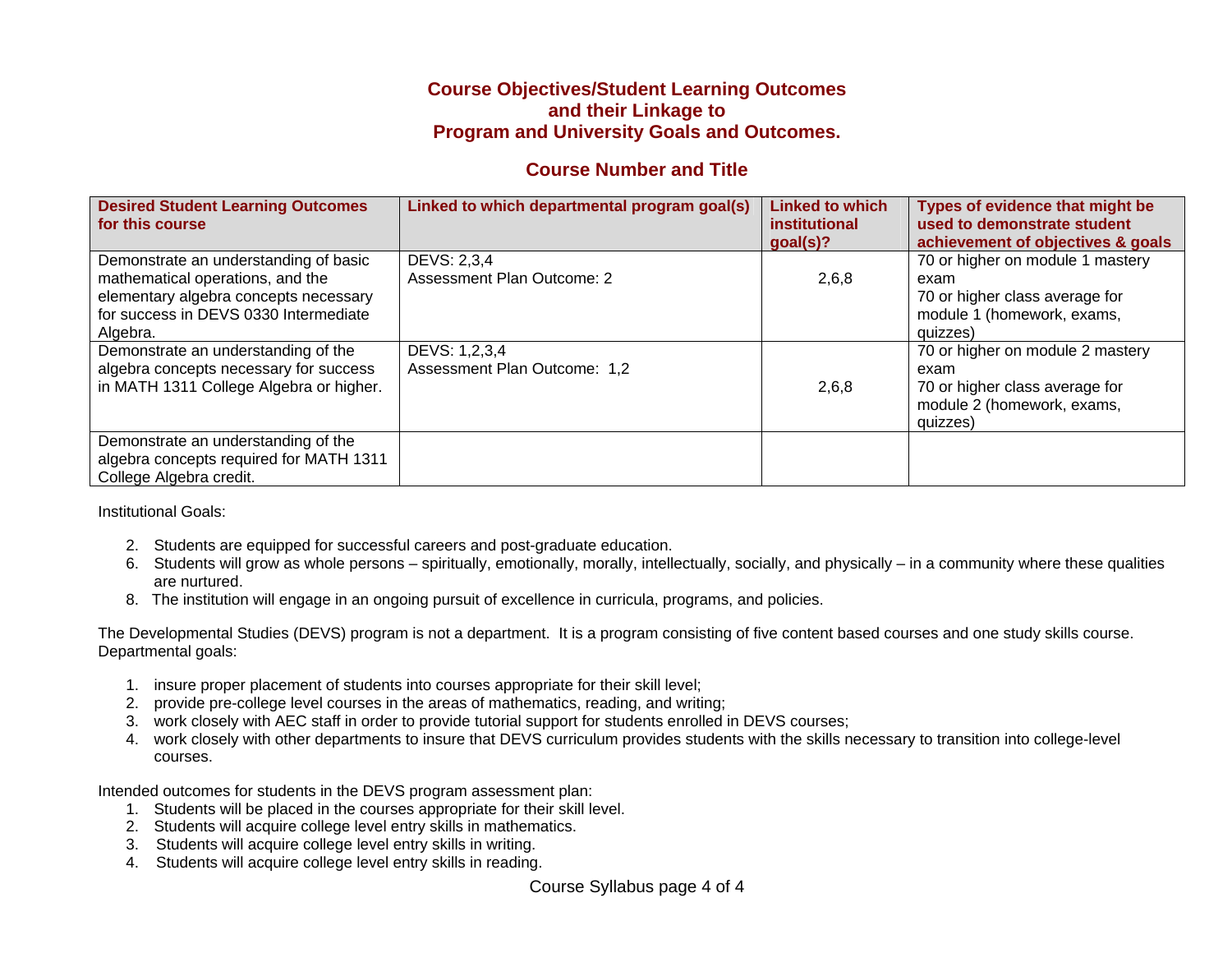## Course Objectives/Student Learning Outcomes and their Linkage to Program and University Goals and Outcomes.

### Course Number and Title

| Desired Student Learning Outcomes for this course | Linked to which departmental program goal(s) | Linked to which institutional goal(s)? | Types of evidence that might be used to demonstrate student achievement of objectives & goals |
|---|---|---|---|
| Demonstrate an understanding of basic mathematical operations, and the elementary algebra concepts necessary for success in DEVS 0330 Intermediate Algebra. | DEVS: 2,3,4<br>Assessment Plan Outcome: 2 | 2,6,8 | 70 or higher on module 1 mastery exam<br>70 or higher class average for module 1 (homework, exams, quizzes) |
| Demonstrate an understanding of the algebra concepts necessary for success in MATH 1311 College Algebra or higher. | DEVS: 1,2,3,4<br>Assessment Plan Outcome: 1,2 | 2,6,8 | 70 or higher on module 2 mastery exam<br>70 or higher class average for module 2 (homework, exams, quizzes) |
| Demonstrate an understanding of the algebra concepts required for MATH 1311 College Algebra credit. | | | |

Institutional Goals:

2. Students are equipped for successful careers and post-graduate education.
6. Students will grow as whole persons – spiritually, emotionally, morally, intellectually, socially, and physically – in a community where these qualities are nurtured.
8. The institution will engage in an ongoing pursuit of excellence in curricula, programs, and policies.

The Developmental Studies (DEVS) program is not a department. It is a program consisting of five content based courses and one study skills course. Departmental goals:

1. insure proper placement of students into courses appropriate for their skill level;
2. provide pre-college level courses in the areas of mathematics, reading, and writing;
3. work closely with AEC staff in order to provide tutorial support for students enrolled in DEVS courses;
4. work closely with other departments to insure that DEVS curriculum provides students with the skills necessary to transition into college-level courses.

Intended outcomes for students in the DEVS program assessment plan:

1. Students will be placed in the courses appropriate for their skill level.
2. Students will acquire college level entry skills in mathematics.
3. Students will acquire college level entry skills in writing.
4. Students will acquire college level entry skills in reading.